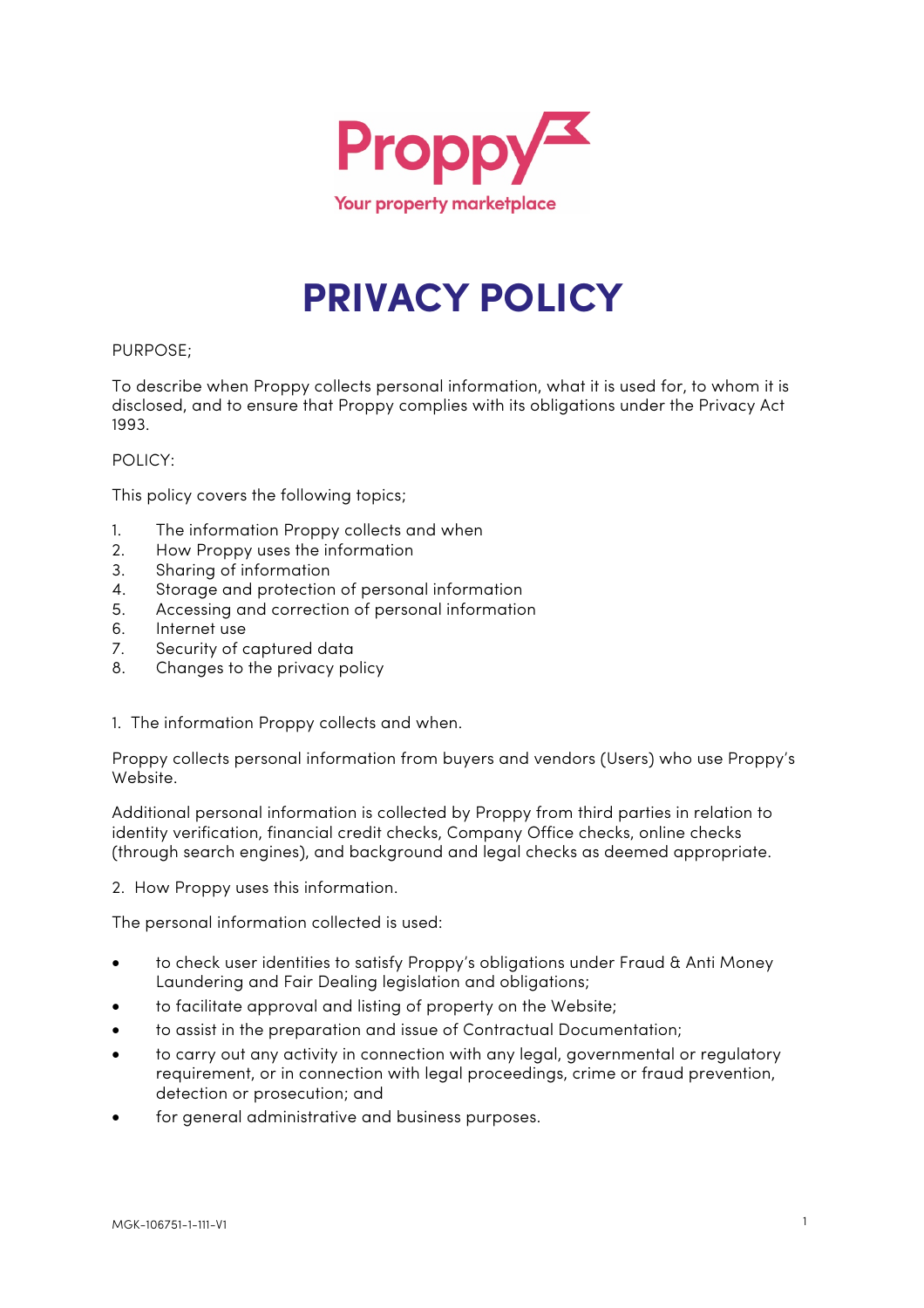Proppy

Your property marketplace

# PRIVACY POLICY

PURPOSE;

To describe when Proppy collects personal information, what it is used for, to whom it is disclosed, and to ensure that Proppy complies with its obligations under the Privacy Act 1993.

POLICY:

This policy covers the following topics;

1. The information Proppy collects and when
2. How Proppy uses the information
3. Sharing of information
4. Storage and protection of personal information
5. Accessing and correction of personal information
6. Internet use
7. Security of captured data
8. Changes to the privacy policy

1. The information Proppy collects and when.

Proppy collects personal information from buyers and vendors (Users) who use Proppy's Website.

Additional personal information is collected by Proppy from third parties in relation to identity verification, financial credit checks, Company Office checks, online checks (through search engines), and background and legal checks as deemed appropriate.

2. How Proppy uses this information.

The personal information collected is used:

- to check user identities to satisfy Proppy's obligations under Fraud & Anti Money Laundering and Fair Dealing legislation and obligations;
- to facilitate approval and listing of property on the Website;
- to assist in the preparation and issue of Contractual Documentation;
- to carry out any activity in connection with any legal, governmental or regulatory requirement, or in connection with legal proceedings, crime or fraud prevention, detection or prosecution; and
- for general administrative and business purposes.

MGK-106751-1-111-V1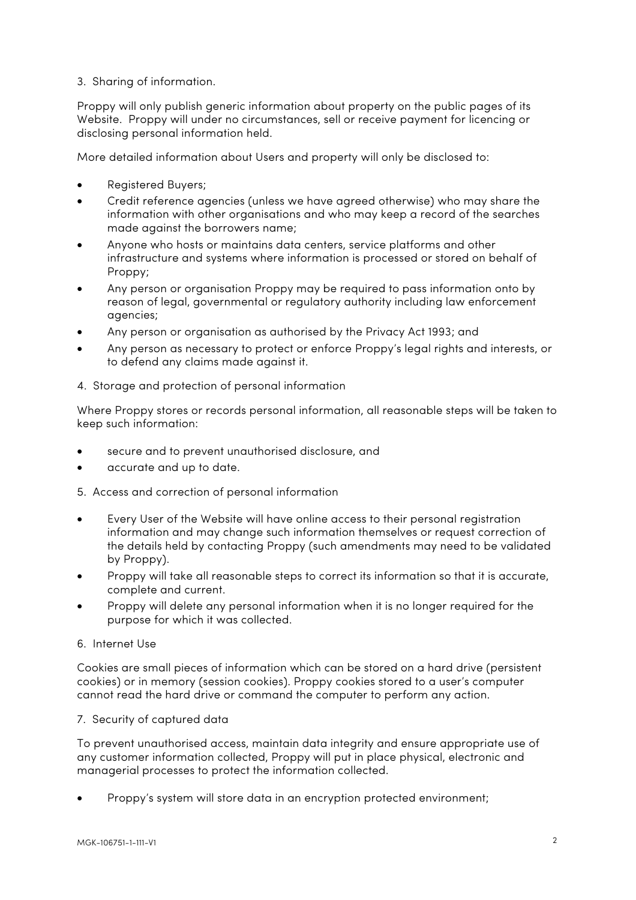## 3. Sharing of information.

Proppy will only publish generic information about property on the public pages of its Website. Proppy will under no circumstances, sell or receive payment for licencing or disclosing personal information held.

More detailed information about Users and property will only be disclosed to:

- Registered Buyers;
- Credit reference agencies (unless we have agreed otherwise) who may share the information with other organisations and who may keep a record of the searches made against the borrowers name;
- Anyone who hosts or maintains data centers, service platforms and other infrastructure and systems where information is processed or stored on behalf of Proppy;
- Any person or organisation Proppy may be required to pass information onto by reason of legal, governmental or regulatory authority including law enforcement agencies;
- Any person or organisation as authorised by the Privacy Act 1993; and
- Any person as necessary to protect or enforce Proppy's legal rights and interests, or to defend any claims made against it.

## 4. Storage and protection of personal information

Where Proppy stores or records personal information, all reasonable steps will be taken to keep such information:

- secure and to prevent unauthorised disclosure, and
- accurate and up to date.

## 5. Access and correction of personal information

- Every User of the Website will have online access to their personal registration information and may change such information themselves or request correction of the details held by contacting Proppy (such amendments may need to be validated by Proppy).
- Proppy will take all reasonable steps to correct its information so that it is accurate, complete and current.
- Proppy will delete any personal information when it is no longer required for the purpose for which it was collected.

## 6. Internet Use

Cookies are small pieces of information which can be stored on a hard drive (persistent cookies) or in memory (session cookies). Proppy cookies stored to a user's computer cannot read the hard drive or command the computer to perform any action.

## 7. Security of captured data

To prevent unauthorised access, maintain data integrity and ensure appropriate use of any customer information collected, Proppy will put in place physical, electronic and managerial processes to protect the information collected.

- Proppy's system will store data in an encryption protected environment;

MGK-106751-1-111-V1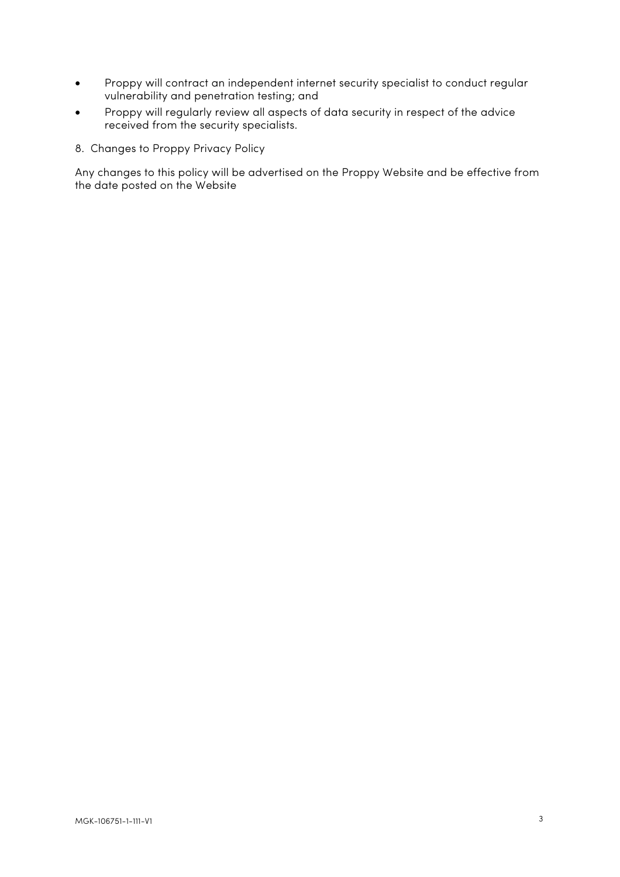- Proppy will contract an independent internet security specialist to conduct regular vulnerability and penetration testing; and
- Proppy will regularly review all aspects of data security in respect of the advice received from the security specialists.

## 8. Changes to Proppy Privacy Policy

Any changes to this policy will be advertised on the Proppy Website and be effective from the date posted on the Website

MGK-106751-1-111-V1